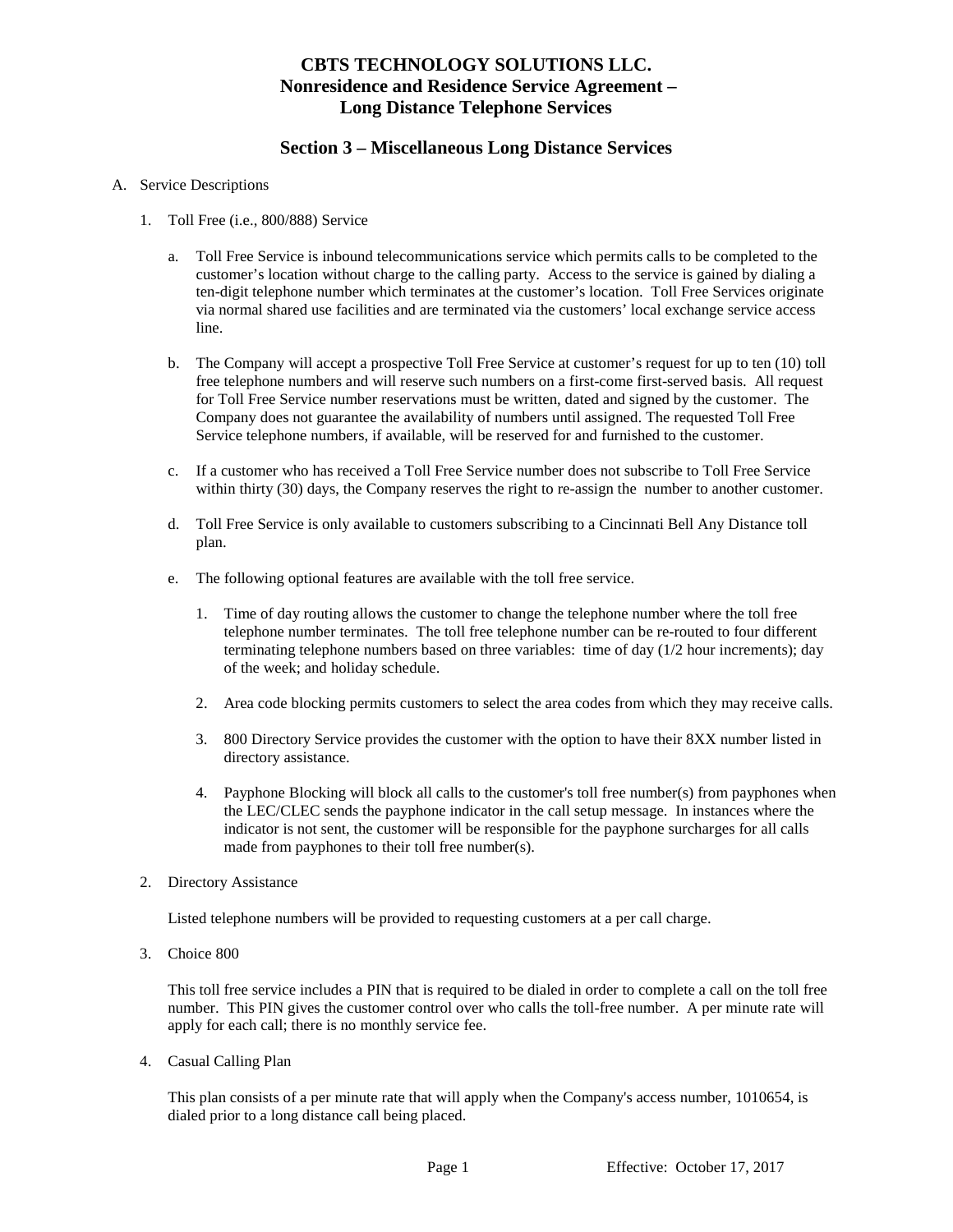# CBTS TECHNOLOGY SOLUTIONS LLC.
# Nonresidence and Residence Service Agreement – Long Distance Telephone Services

## Section 3 – Miscellaneous Long Distance Services

A. Service Descriptions

1. Toll Free (i.e., 800/888) Service

   a. Toll Free Service is inbound telecommunications service which permits calls to be completed to the customer's location without charge to the calling party. Access to the service is gained by dialing a ten-digit telephone number which terminates at the customer's location. Toll Free Services originate via normal shared use facilities and are terminated via the customers' local exchange service access line.

   b. The Company will accept a prospective Toll Free Service at customer's request for up to ten (10) toll free telephone numbers and will reserve such numbers on a first-come first-served basis. All request for Toll Free Service number reservations must be written, dated and signed by the customer. The Company does not guarantee the availability of numbers until assigned. The requested Toll Free Service telephone numbers, if available, will be reserved for and furnished to the customer.

   c. If a customer who has received a Toll Free Service number does not subscribe to Toll Free Service within thirty (30) days, the Company reserves the right to re-assign the number to another customer.

   d. Toll Free Service is only available to customers subscribing to a Cincinnati Bell Any Distance toll plan.

   e. The following optional features are available with the toll free service.

      1. Time of day routing allows the customer to change the telephone number where the toll free telephone number terminates. The toll free telephone number can be re-routed to four different terminating telephone numbers based on three variables: time of day (1/2 hour increments); day of the week; and holiday schedule.

      2. Area code blocking permits customers to select the area codes from which they may receive calls.

      3. 800 Directory Service provides the customer with the option to have their 8XX number listed in directory assistance.

      4. Payphone Blocking will block all calls to the customer's toll free number(s) from payphones when the LEC/CLEC sends the payphone indicator in the call setup message. In instances where the indicator is not sent, the customer will be responsible for the payphone surcharges for all calls made from payphones to their toll free number(s).

2. Directory Assistance

   Listed telephone numbers will be provided to requesting customers at a per call charge.

3. Choice 800

   This toll free service includes a PIN that is required to be dialed in order to complete a call on the toll free number. This PIN gives the customer control over who calls the toll-free number. A per minute rate will apply for each call; there is no monthly service fee.

4. Casual Calling Plan

   This plan consists of a per minute rate that will apply when the Company's access number, 1010654, is dialed prior to a long distance call being placed.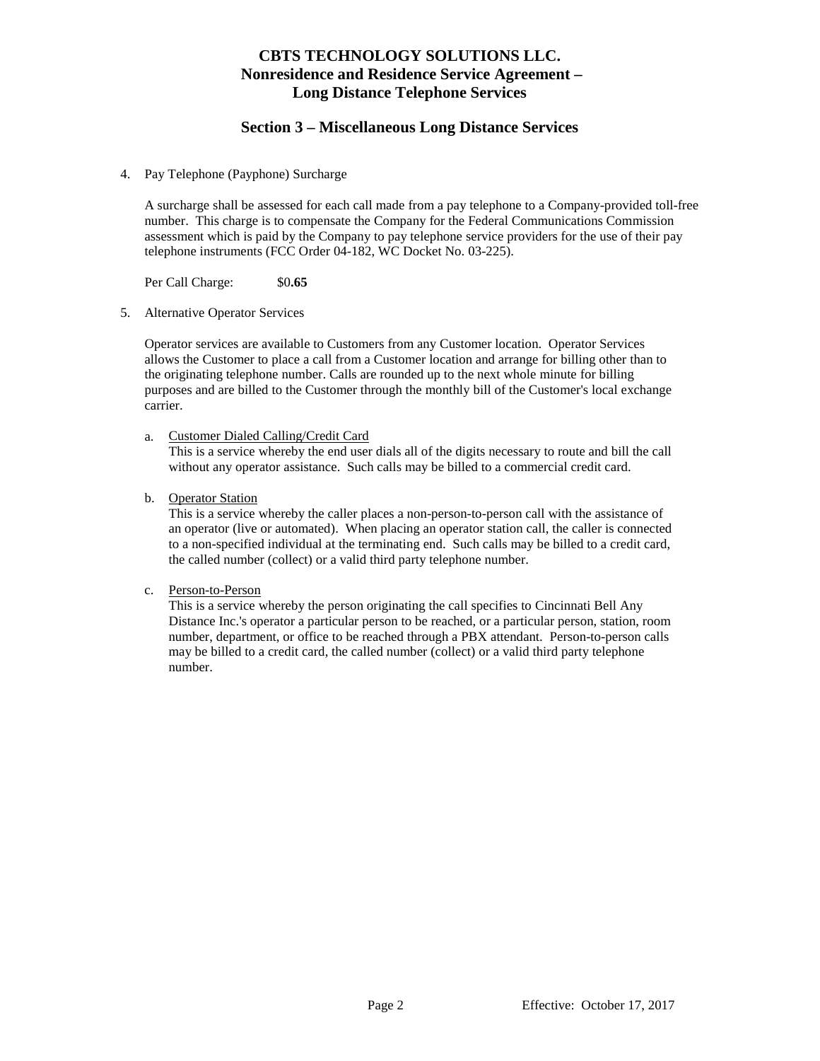# CBTS TECHNOLOGY SOLUTIONS LLC.
# Nonresidence and Residence Service Agreement – Long Distance Telephone Services

## Section 3 – Miscellaneous Long Distance Services

4. Pay Telephone (Payphone) Surcharge

   A surcharge shall be assessed for each call made from a pay telephone to a Company-provided toll-free number. This charge is to compensate the Company for the Federal Communications Commission assessment which is paid by the Company to pay telephone service providers for the use of their pay telephone instruments (FCC Order 04-182, WC Docket No. 03-225).

   Per Call Charge: $0**.65**

5. Alternative Operator Services

   Operator services are available to Customers from any Customer location. Operator Services allows the Customer to place a call from a Customer location and arrange for billing other than to the originating telephone number. Calls are rounded up to the next whole minute for billing purposes and are billed to the Customer through the monthly bill of the Customer's local exchange carrier.

   a. <u>Customer Dialed Calling/Credit Card</u>
      This is a service whereby the end user dials all of the digits necessary to route and bill the call without any operator assistance. Such calls may be billed to a commercial credit card.

   b. <u>Operator Station</u>
      This is a service whereby the caller places a non-person-to-person call with the assistance of an operator (live or automated). When placing an operator station call, the caller is connected to a non-specified individual at the terminating end. Such calls may be billed to a credit card, the called number (collect) or a valid third party telephone number.

   c. <u>Person-to-Person</u>
      This is a service whereby the person originating the call specifies to Cincinnati Bell Any Distance Inc.'s operator a particular person to be reached, or a particular person, station, room number, department, or office to be reached through a PBX attendant. Person-to-person calls may be billed to a credit card, the called number (collect) or a valid third party telephone number.

Effective: October 17, 2017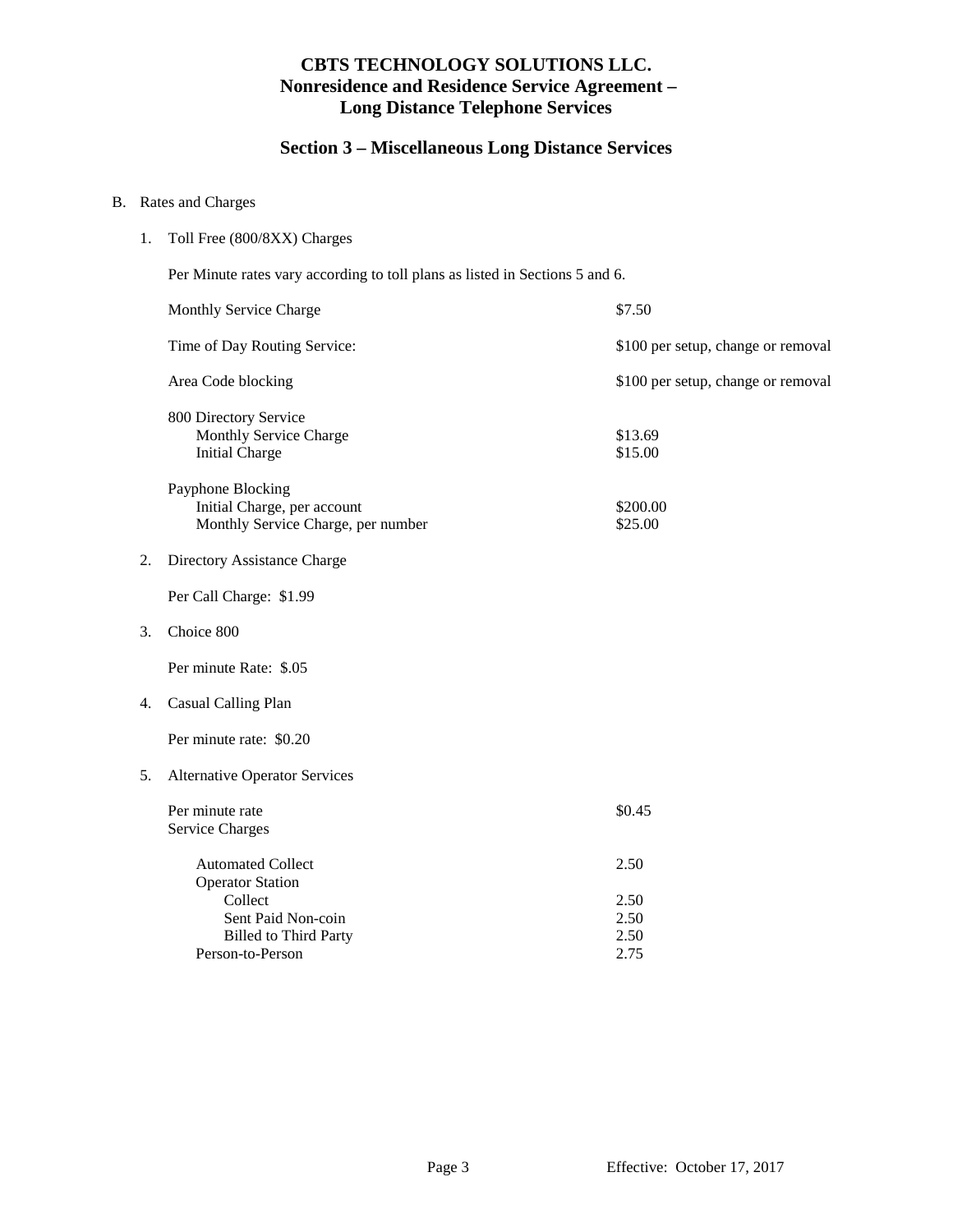# CBTS TECHNOLOGY SOLUTIONS LLC.
# Nonresidence and Residence Service Agreement – Long Distance Telephone Services

## Section 3 – Miscellaneous Long Distance Services

B. Rates and Charges

1. Toll Free (800/8XX) Charges

   Per Minute rates vary according to toll plans as listed in Sections 5 and 6.

| | |
|---|---|
| Monthly Service Charge | $7.50 |
| Time of Day Routing Service: | $100 per setup, change or removal |
| Area Code blocking | $100 per setup, change or removal |
| 800 Directory Service | |
| Monthly Service Charge | $13.69 |
| Initial Charge | $15.00 |
| Payphone Blocking | |
| Initial Charge, per account | $200.00 |
| Monthly Service Charge, per number | $25.00 |

2. Directory Assistance Charge

   Per Call Charge: $1.99

3. Choice 800

   Per minute Rate: $.05

4. Casual Calling Plan

   Per minute rate: $0.20

5. Alternative Operator Services

| | |
|---|---|
| Per minute rate | $0.45 |
| Service Charges | |
| Automated Collect | 2.50 |
| Operator Station | |
| Collect | 2.50 |
| Sent Paid Non-coin | 2.50 |
| Billed to Third Party | 2.50 |
| Person-to-Person | 2.75 |

Effective: October 17, 2017